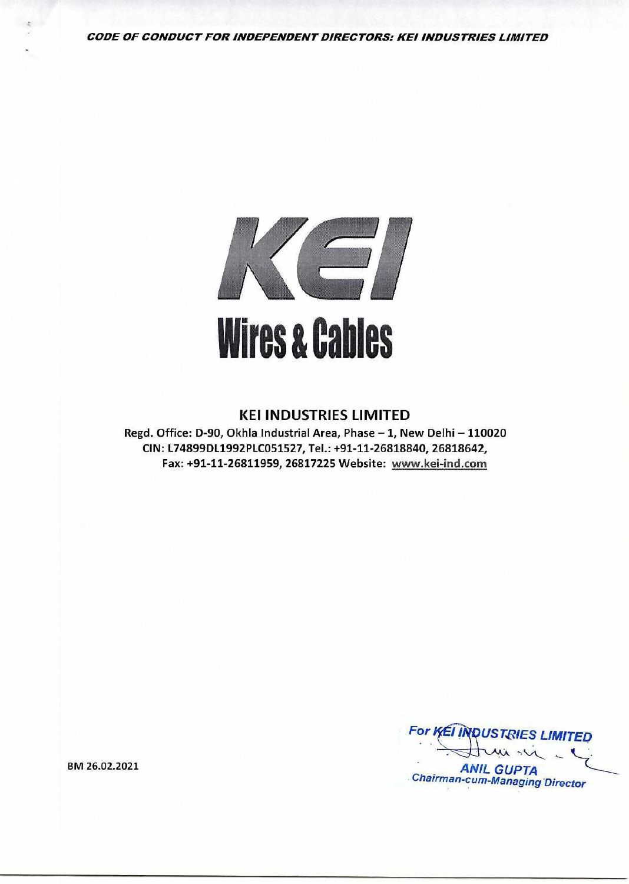# CODE OF CONDUCT FOR INDEPENDENT DIRECTORS: KEI INDUSTRIES LIMITED

KEI

**Wires & Cables**

## KEI INDUSTRIES LIMITED

**Regd. Office: D-90, Okhla Industrial Area, Phase – 1, New Delhi – 110020**
**CIN: L74899DL1992PLC051527, Tel.: +91-11-26818840, 26818642,**
**Fax: +91-11-26811959, 26817225 Website: www.kei-ind.com**

For KEI INDUSTRIES LIMITED

ANIL GUPTA
Chairman-cum-Managing Director

BM 26.02.2021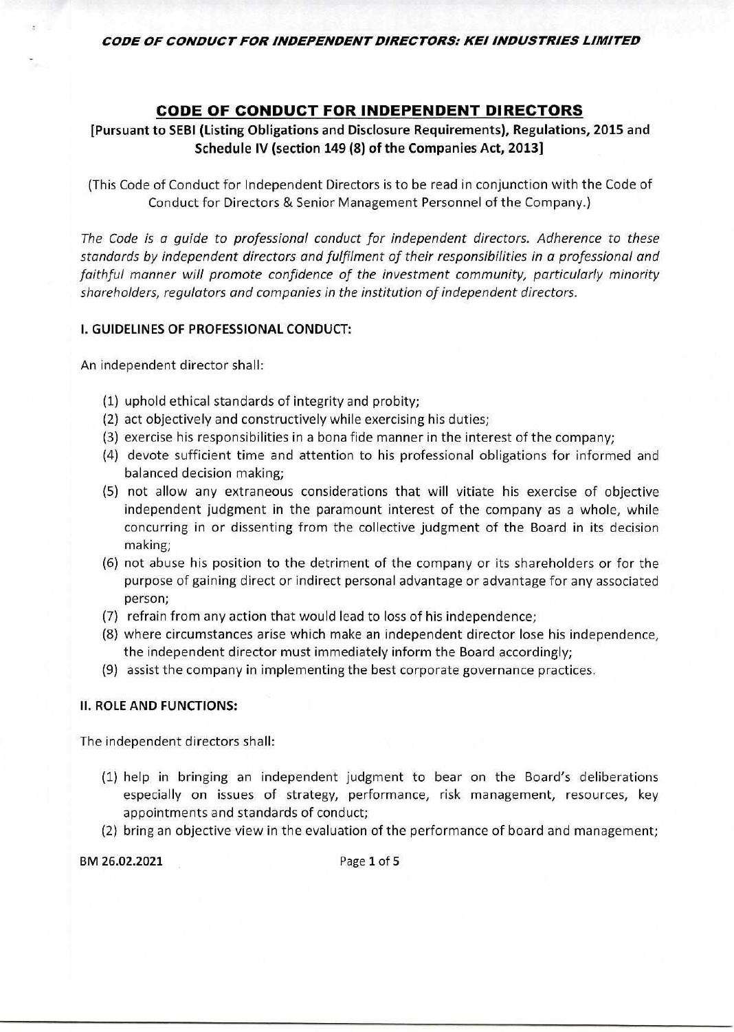## CODE OF CONDUCT FOR INDEPENDENT DIRECTORS

**[Pursuant to SEBI (Listing Obligations and Disclosure Requirements), Regulations, 2015 and Schedule IV (section 149 (8) of the Companies Act, 2013]**

(This Code of Conduct for Independent Directors is to be read in conjunction with the Code of Conduct for Directors & Senior Management Personnel of the Company.)

*The Code is a guide to professional conduct for independent directors. Adherence to these standards by independent directors and fulfilment of their responsibilities in a professional and faithful manner will promote confidence of the investment community, particularly minority shareholders, regulators and companies in the institution of independent directors.*

### I. GUIDELINES OF PROFESSIONAL CONDUCT:

An independent director shall:

(1) uphold ethical standards of integrity and probity;

(2) act objectively and constructively while exercising his duties;

(3) exercise his responsibilities in a bona fide manner in the interest of the company;

(4) devote sufficient time and attention to his professional obligations for informed and balanced decision making;

(5) not allow any extraneous considerations that will vitiate his exercise of objective independent judgment in the paramount interest of the company as a whole, while concurring in or dissenting from the collective judgment of the Board in its decision making;

(6) not abuse his position to the detriment of the company or its shareholders or for the purpose of gaining direct or indirect personal advantage or advantage for any associated person;

(7) refrain from any action that would lead to loss of his independence;

(8) where circumstances arise which make an independent director lose his independence, the independent director must immediately inform the Board accordingly;

(9) assist the company in implementing the best corporate governance practices.

### II. ROLE AND FUNCTIONS:

The independent directors shall:

(1) help in bringing an independent judgment to bear on the Board's deliberations especially on issues of strategy, performance, risk management, resources, key appointments and standards of conduct;

(2) bring an objective view in the evaluation of the performance of board and management;

BM 26.02.2021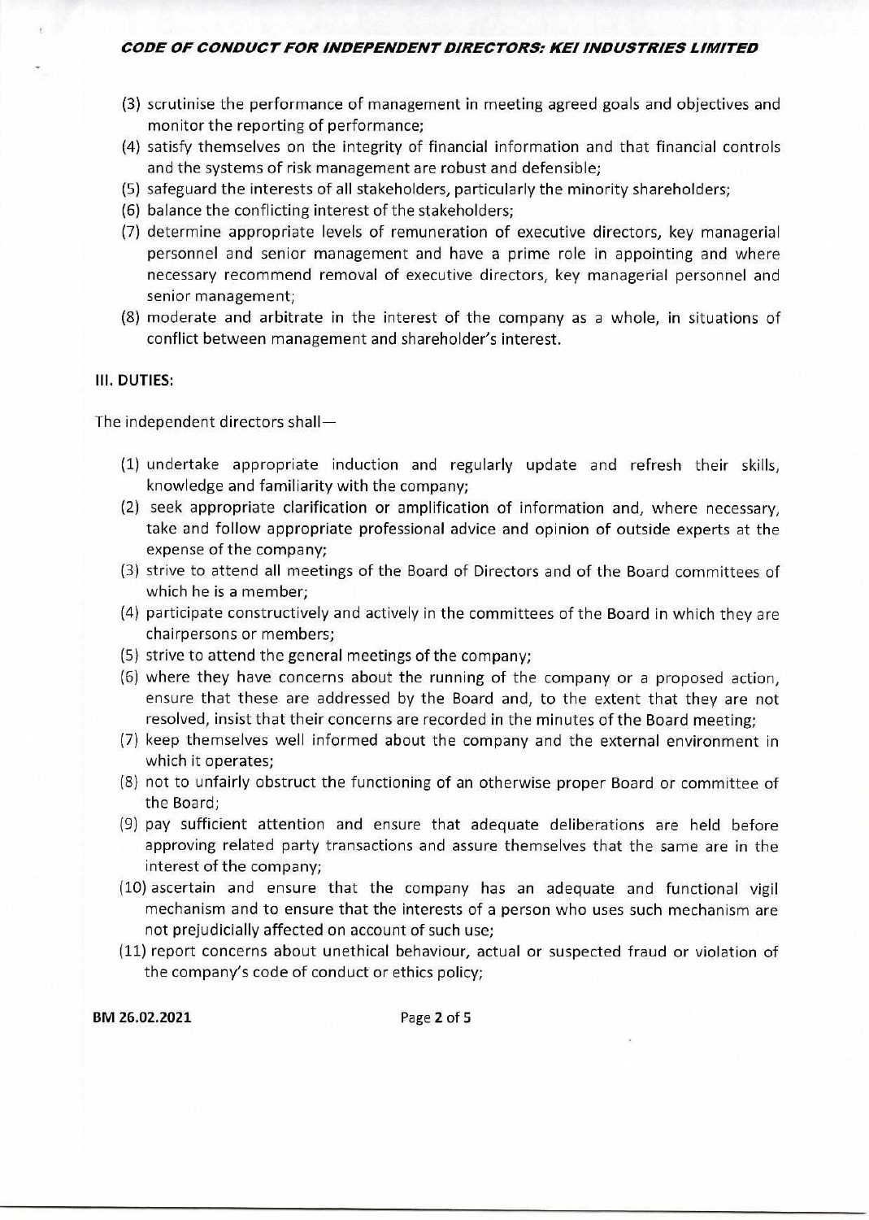(3) scrutinise the performance of management in meeting agreed goals and objectives and monitor the reporting of performance;

(4) satisfy themselves on the integrity of financial information and that financial controls and the systems of risk management are robust and defensible;

(5) safeguard the interests of all stakeholders, particularly the minority shareholders;

(6) balance the conflicting interest of the stakeholders;

(7) determine appropriate levels of remuneration of executive directors, key managerial personnel and senior management and have a prime role in appointing and where necessary recommend removal of executive directors, key managerial personnel and senior management;

(8) moderate and arbitrate in the interest of the company as a whole, in situations of conflict between management and shareholder's interest.

**III. DUTIES:**

The independent directors shall—

(1) undertake appropriate induction and regularly update and refresh their skills, knowledge and familiarity with the company;

(2) seek appropriate clarification or amplification of information and, where necessary, take and follow appropriate professional advice and opinion of outside experts at the expense of the company;

(3) strive to attend all meetings of the Board of Directors and of the Board committees of which he is a member;

(4) participate constructively and actively in the committees of the Board in which they are chairpersons or members;

(5) strive to attend the general meetings of the company;

(6) where they have concerns about the running of the company or a proposed action, ensure that these are addressed by the Board and, to the extent that they are not resolved, insist that their concerns are recorded in the minutes of the Board meeting;

(7) keep themselves well informed about the company and the external environment in which it operates;

(8) not to unfairly obstruct the functioning of an otherwise proper Board or committee of the Board;

(9) pay sufficient attention and ensure that adequate deliberations are held before approving related party transactions and assure themselves that the same are in the interest of the company;

(10) ascertain and ensure that the company has an adequate and functional vigil mechanism and to ensure that the interests of a person who uses such mechanism are not prejudicially affected on account of such use;

(11) report concerns about unethical behaviour, actual or suspected fraud or violation of the company's code of conduct or ethics policy;

BM 26.02.2021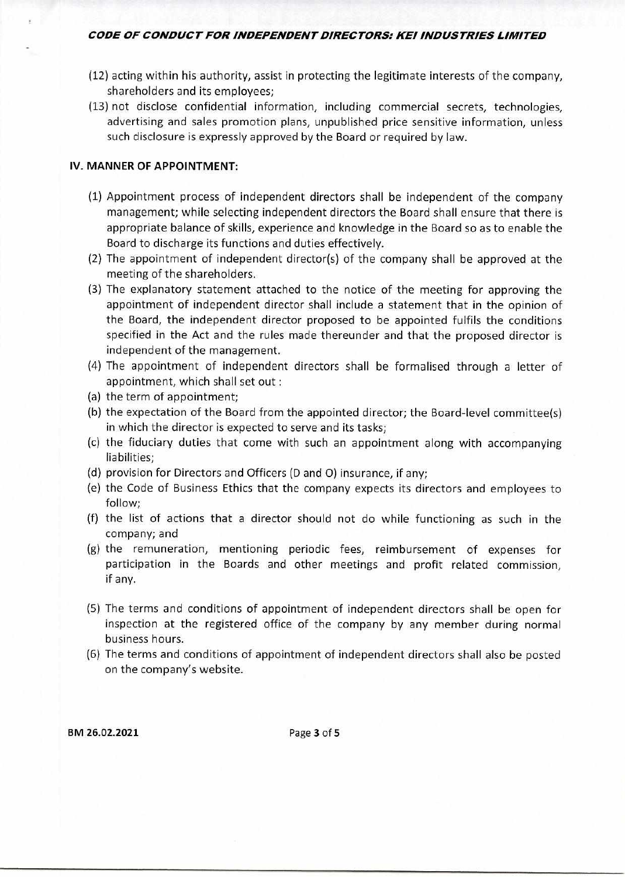(12) acting within his authority, assist in protecting the legitimate interests of the company, shareholders and its employees;

(13) not disclose confidential information, including commercial secrets, technologies, advertising and sales promotion plans, unpublished price sensitive information, unless such disclosure is expressly approved by the Board or required by law.

## IV. MANNER OF APPOINTMENT:

(1) Appointment process of independent directors shall be independent of the company management; while selecting independent directors the Board shall ensure that there is appropriate balance of skills, experience and knowledge in the Board so as to enable the Board to discharge its functions and duties effectively.

(2) The appointment of independent director(s) of the company shall be approved at the meeting of the shareholders.

(3) The explanatory statement attached to the notice of the meeting for approving the appointment of independent director shall include a statement that in the opinion of the Board, the independent director proposed to be appointed fulfils the conditions specified in the Act and the rules made thereunder and that the proposed director is independent of the management.

(4) The appointment of independent directors shall be formalised through a letter of appointment, which shall set out :

(a) the term of appointment;

(b) the expectation of the Board from the appointed director; the Board-level committee(s) in which the director is expected to serve and its tasks;

(c) the fiduciary duties that come with such an appointment along with accompanying liabilities;

(d) provision for Directors and Officers (D and O) insurance, if any;

(e) the Code of Business Ethics that the company expects its directors and employees to follow;

(f) the list of actions that a director should not do while functioning as such in the company; and

(g) the remuneration, mentioning periodic fees, reimbursement of expenses for participation in the Boards and other meetings and profit related commission, if any.

(5) The terms and conditions of appointment of independent directors shall be open for inspection at the registered office of the company by any member during normal business hours.

(6) The terms and conditions of appointment of independent directors shall also be posted on the company's website.

BM 26.02.2021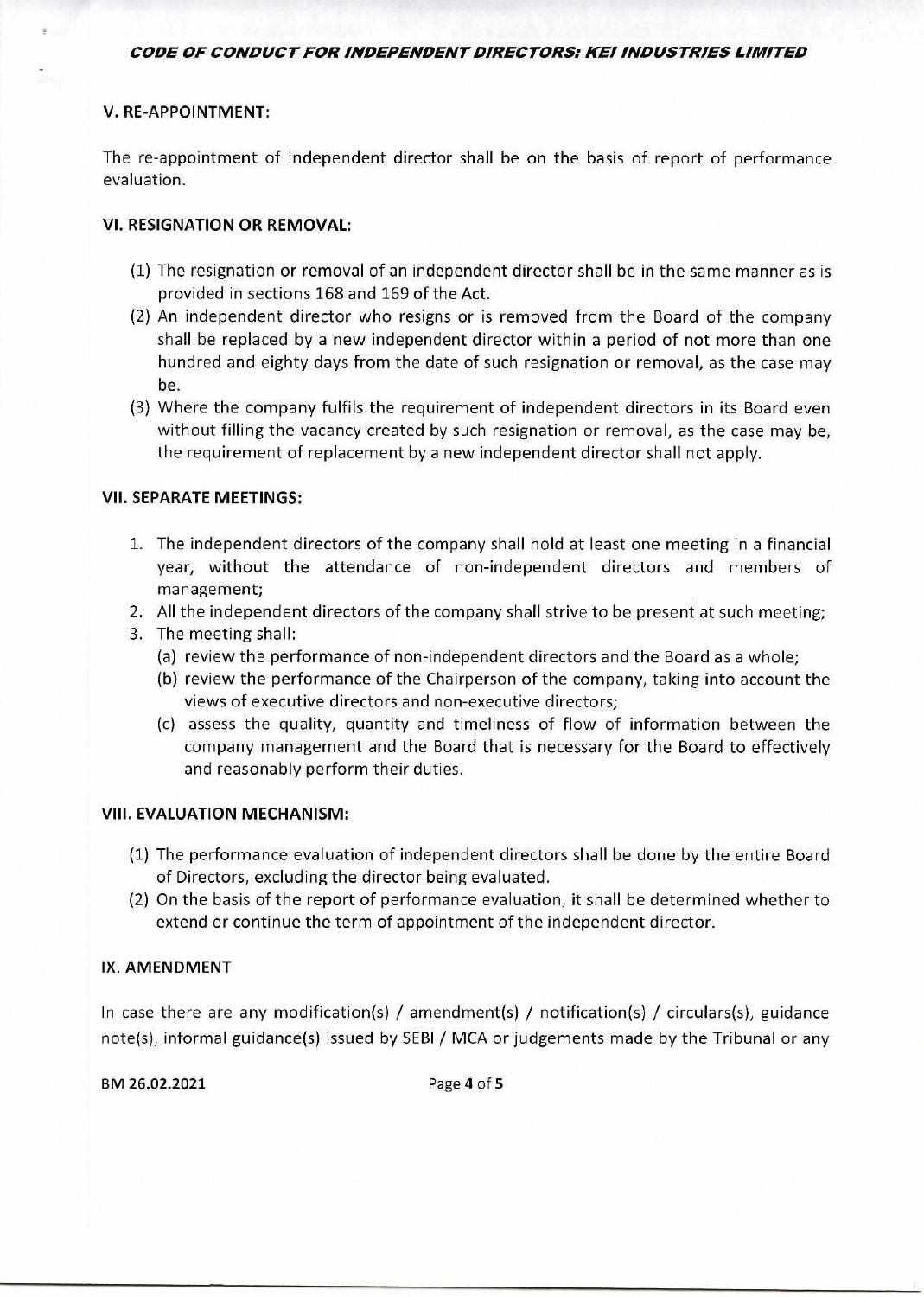### V. RE-APPOINTMENT:

The re-appointment of independent director shall be on the basis of report of performance evaluation.

### VI. RESIGNATION OR REMOVAL:

(1) The resignation or removal of an independent director shall be in the same manner as is provided in sections 168 and 169 of the Act.
(2) An independent director who resigns or is removed from the Board of the company shall be replaced by a new independent director within a period of not more than one hundred and eighty days from the date of such resignation or removal, as the case may be.
(3) Where the company fulfils the requirement of independent directors in its Board even without filling the vacancy created by such resignation or removal, as the case may be, the requirement of replacement by a new independent director shall not apply.

### VII. SEPARATE MEETINGS:

1. The independent directors of the company shall hold at least one meeting in a financial year, without the attendance of non-independent directors and members of management;
2. All the independent directors of the company shall strive to be present at such meeting;
3. The meeting shall:
   (a) review the performance of non-independent directors and the Board as a whole;
   (b) review the performance of the Chairperson of the company, taking into account the views of executive directors and non-executive directors;
   (c) assess the quality, quantity and timeliness of flow of information between the company management and the Board that is necessary for the Board to effectively and reasonably perform their duties.

### VIII. EVALUATION MECHANISM:

(1) The performance evaluation of independent directors shall be done by the entire Board of Directors, excluding the director being evaluated.
(2) On the basis of the report of performance evaluation, it shall be determined whether to extend or continue the term of appointment of the independent director.

### IX. AMENDMENT

In case there are any modification(s) / amendment(s) / notification(s) / circulars(s), guidance note(s), informal guidance(s) issued by SEBI / MCA or judgements made by the Tribunal or any

BM 26.02.2021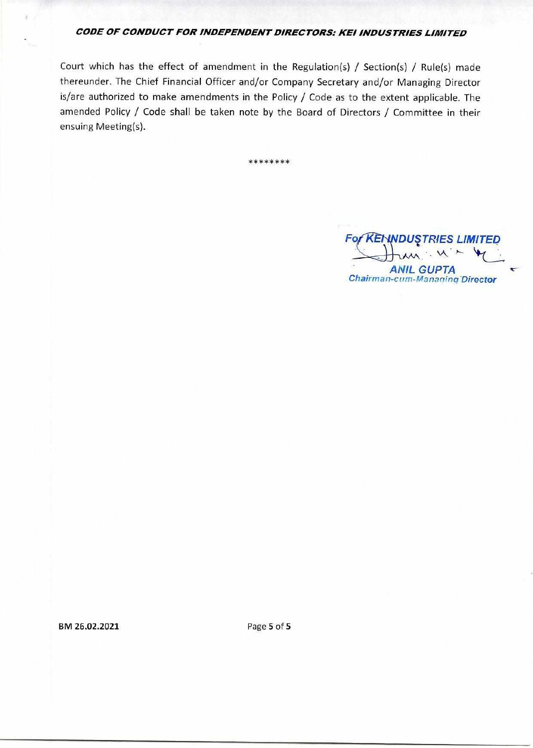Court which has the effect of amendment in the Regulation(s) / Section(s) / Rule(s) made thereunder. The Chief Financial Officer and/or Company Secretary and/or Managing Director is/are authorized to make amendments in the Policy / Code as to the extent applicable. The amended Policy / Code shall be taken note by the Board of Directors / Committee in their ensuing Meeting(s).

********

For KEI INDUSTRIES LIMITED

ANIL GUPTA
Chairman-cum-Managing Director

BM 26.02.2021